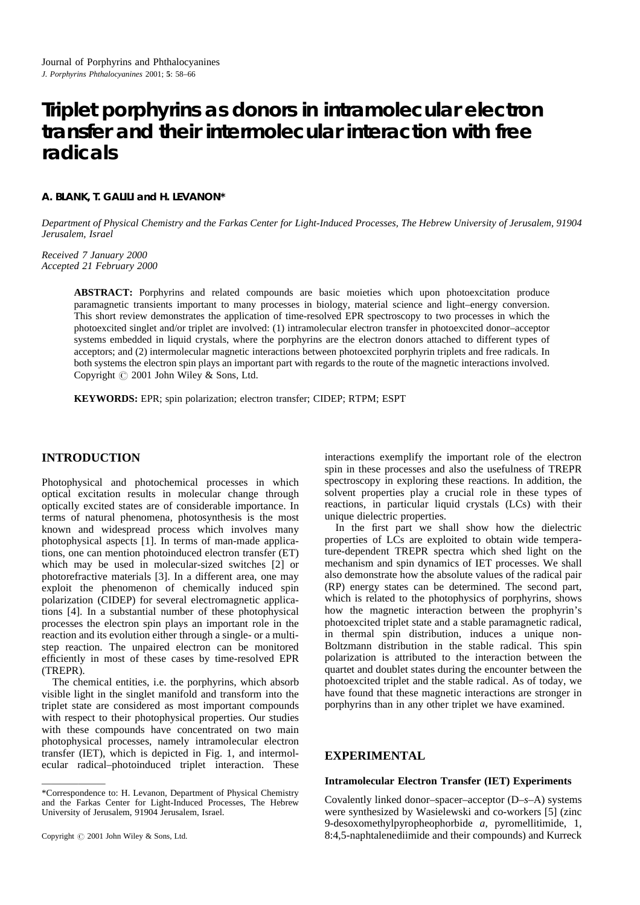Journal of Porphyrins and Phthalocyanines
*J. Porphyrins Phthalocyanines* 2001; **5**: 58–66

# Triplet porphyrins as donors in intramolecular electron transfer and their intermolecular interaction with free radicals

**A. BLANK, T. GALILI and H. LEVANON***

*Department of Physical Chemistry and the Farkas Center for Light-Induced Processes, The Hebrew University of Jerusalem, 91904 Jerusalem, Israel*

*Received 7 January 2000*
*Accepted 21 February 2000*

**ABSTRACT:** Porphyrins and related compounds are basic moieties which upon photoexcitation produce paramagnetic transients important to many processes in biology, material science and light–energy conversion. This short review demonstrates the application of time-resolved EPR spectroscopy to two processes in which the photoexcited singlet and/or triplet are involved: (1) intramolecular electron transfer in photoexcited donor–acceptor systems embedded in liquid crystals, where the porphyrins are the electron donors attached to different types of acceptors; and (2) intermolecular magnetic interactions between photoexcited porphyrin triplets and free radicals. In both systems the electron spin plays an important part with regards to the route of the magnetic interactions involved. Copyright © 2001 John Wiley & Sons, Ltd.

**KEYWORDS:** EPR; spin polarization; electron transfer; CIDEP; RTPM; ESPT

## INTRODUCTION

Photophysical and photochemical processes in which optical excitation results in molecular change through optically excited states are of considerable importance. In terms of natural phenomena, photosynthesis is the most known and widespread process which involves many photophysical aspects [1]. In terms of man-made applications, one can mention photoinduced electron transfer (ET) which may be used in molecular-sized switches [2] or photorefractive materials [3]. In a different area, one may exploit the phenomenon of chemically induced spin polarization (CIDEP) for several electromagnetic applications [4]. In a substantial number of these photophysical processes the electron spin plays an important role in the reaction and its evolution either through a single- or a multi-step reaction. The unpaired electron can be monitored efficiently in most of these cases by time-resolved EPR (TREPR).

The chemical entities, i.e. the porphyrins, which absorb visible light in the singlet manifold and transform into the triplet state are considered as most important compounds with respect to their photophysical properties. Our studies with these compounds have concentrated on two main photophysical processes, namely intramolecular electron transfer (IET), which is depicted in Fig. 1, and intermolecular radical–photoinduced triplet interaction. These interactions exemplify the important role of the electron spin in these processes and also the usefulness of TREPR spectroscopy in exploring these reactions. In addition, the solvent properties play a crucial role in these types of reactions, in particular liquid crystals (LCs) with their unique dielectric properties.

In the first part we shall show how the dielectric properties of LCs are exploited to obtain wide temperature-dependent TREPR spectra which shed light on the mechanism and spin dynamics of IET processes. We shall also demonstrate how the absolute values of the radical pair (RP) energy states can be determined. The second part, which is related to the photophysics of porphyrins, shows how the magnetic interaction between the prophyrin's photoexcited triplet state and a stable paramagnetic radical, in thermal spin distribution, induces a unique non-Boltzmann distribution in the stable radical. This spin polarization is attributed to the interaction between the quartet and doublet states during the encounter between the photoexcited triplet and the stable radical. As of today, we have found that these magnetic interactions are stronger in porphyrins than in any other triplet we have examined.

## EXPERIMENTAL

### Intramolecular Electron Transfer (IET) Experiments

Covalently linked donor–spacer–acceptor (D–*s*–A) systems were synthesized by Wasielewski and co-workers [5] (zinc 9-desoxomethylpyropheophorbide *a*, pyromellitimide, 1, 8:4,5-naphtalenediimide and their compounds) and Kurreck

---

*Correspondence to: H. Levanon, Department of Physical Chemistry and the Farkas Center for Light-Induced Processes, The Hebrew University of Jerusalem, 91904 Jerusalem, Israel.

Copyright © 2001 John Wiley & Sons, Ltd.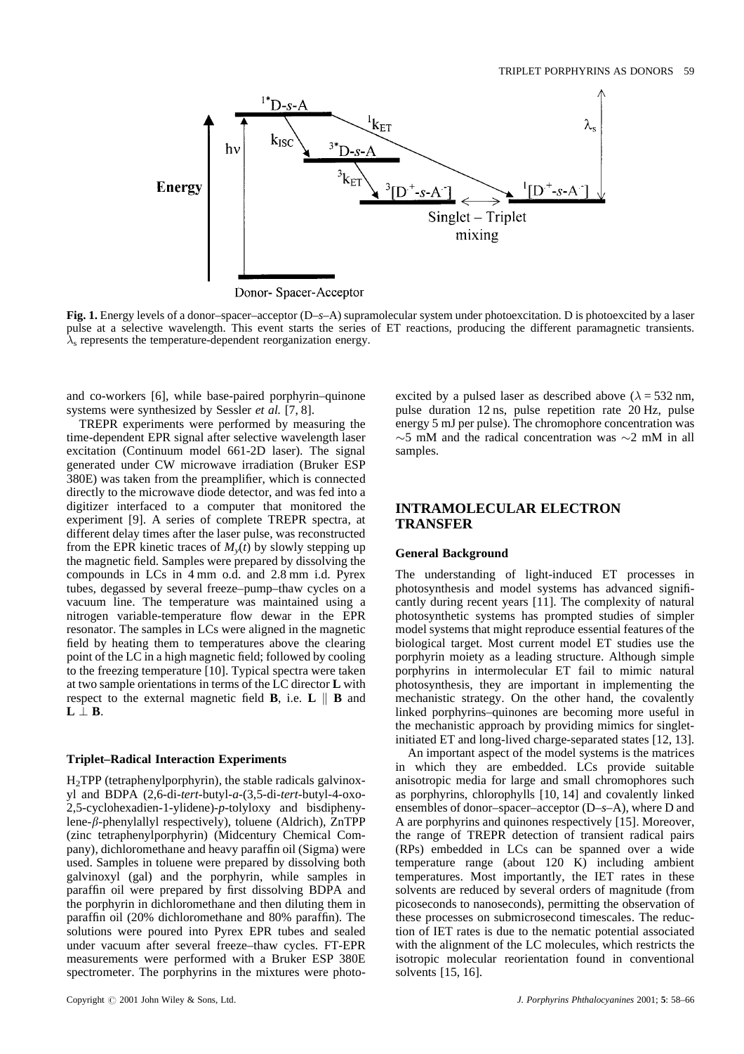**Fig. 1.** Energy levels of a donor–spacer–acceptor (D–*s*–A) supramolecular system under photoexcitation. D is photoexcited by a laser pulse at a selective wavelength. This event starts the series of ET reactions, producing the different paramagnetic transients. $\lambda_s$ represents the temperature-dependent reorganization energy.

and co-workers [6], while base-paired porphyrin–quinone systems were synthesized by Sessler *et al.* [7, 8].

TREPR experiments were performed by measuring the time-dependent EPR signal after selective wavelength laser excitation (Continuum model 661-2D laser). The signal generated under CW microwave irradiation (Bruker ESP 380E) was taken from the preamplifier, which is connected directly to the microwave diode detector, and was fed into a digitizer interfaced to a computer that monitored the experiment [9]. A series of complete TREPR spectra, at different delay times after the laser pulse, was reconstructed from the EPR kinetic traces of $M_y(t)$ by slowly stepping up the magnetic field. Samples were prepared by dissolving the compounds in LCs in 4 mm o.d. and 2.8 mm i.d. Pyrex tubes, degassed by several freeze–pump–thaw cycles on a vacuum line. The temperature was maintained using a nitrogen variable-temperature flow dewar in the EPR resonator. The samples in LCs were aligned in the magnetic field by heating them to temperatures above the clearing point of the LC in a high magnetic field; followed by cooling to the freezing temperature [10]. Typical spectra were taken at two sample orientations in terms of the LC director **L** with respect to the external magnetic field **B**, i.e. $\mathbf{L} \parallel \mathbf{B}$ and $\mathbf{L} \perp \mathbf{B}$.

### Triplet–Radical Interaction Experiments

$H_2$TPP (tetraphenylporphyrin), the stable radicals galvinoxyl and BDPA (2,6-di-*tert*-butyl-*a*-(3,5-di-*tert*-butyl-4-oxo-2,5-cyclohexadien-1-ylidene)-*p*-tolyloxy and bisdiphenylene-$\beta$-phenylallyl respectively), toluene (Aldrich), ZnTPP (zinc tetraphenylporphyrin) (Midcentury Chemical Company), dichloromethane and heavy paraffin oil (Sigma) were used. Samples in toluene were prepared by dissolving both galvinoxyl (gal) and the porphyrin, while samples in paraffin oil were prepared by first dissolving BDPA and the porphyrin in dichloromethane and then diluting them in paraffin oil (20% dichloromethane and 80% paraffin). The solutions were poured into Pyrex EPR tubes and sealed under vacuum after several freeze–thaw cycles. FT-EPR measurements were performed with a Bruker ESP 380E spectrometer. The porphyrins in the mixtures were photoexcited by a pulsed laser as described above ($\lambda = 532$ nm, pulse duration 12 ns, pulse repetition rate 20 Hz, pulse energy 5 mJ per pulse). The chromophore concentration was $\sim$5 mM and the radical concentration was $\sim$2 mM in all samples.

## INTRAMOLECULAR ELECTRON TRANSFER

### General Background

The understanding of light-induced ET processes in photosynthesis and model systems has advanced significantly during recent years [11]. The complexity of natural photosynthetic systems has prompted studies of simpler model systems that might reproduce essential features of the biological target. Most current model ET studies use the porphyrin moiety as a leading structure. Although simple porphyrins in intermolecular ET fail to mimic natural photosynthesis, they are important in implementing the mechanistic strategy. On the other hand, the covalently linked porphyrins–quinones are becoming more useful in the mechanistic approach by providing mimics for singlet-initiated ET and long-lived charge-separated states [12, 13].

An important aspect of the model systems is the matrices in which they are embedded. LCs provide suitable anisotropic media for large and small chromophores such as porphyrins, chlorophylls [10, 14] and covalently linked ensembles of donor–spacer–acceptor (D–*s*–A), where D and A are porphyrins and quinones respectively [15]. Moreover, the range of TREPR detection of transient radical pairs (RPs) embedded in LCs can be spanned over a wide temperature range (about 120 K) including ambient temperatures. Most importantly, the IET rates in these solvents are reduced by several orders of magnitude (from picoseconds to nanoseconds), permitting the observation of these processes on submicrosecond timescales. The reduction of IET rates is due to the nematic potential associated with the alignment of the LC molecules, which restricts the isotropic molecular reorientation found in conventional solvents [15, 16].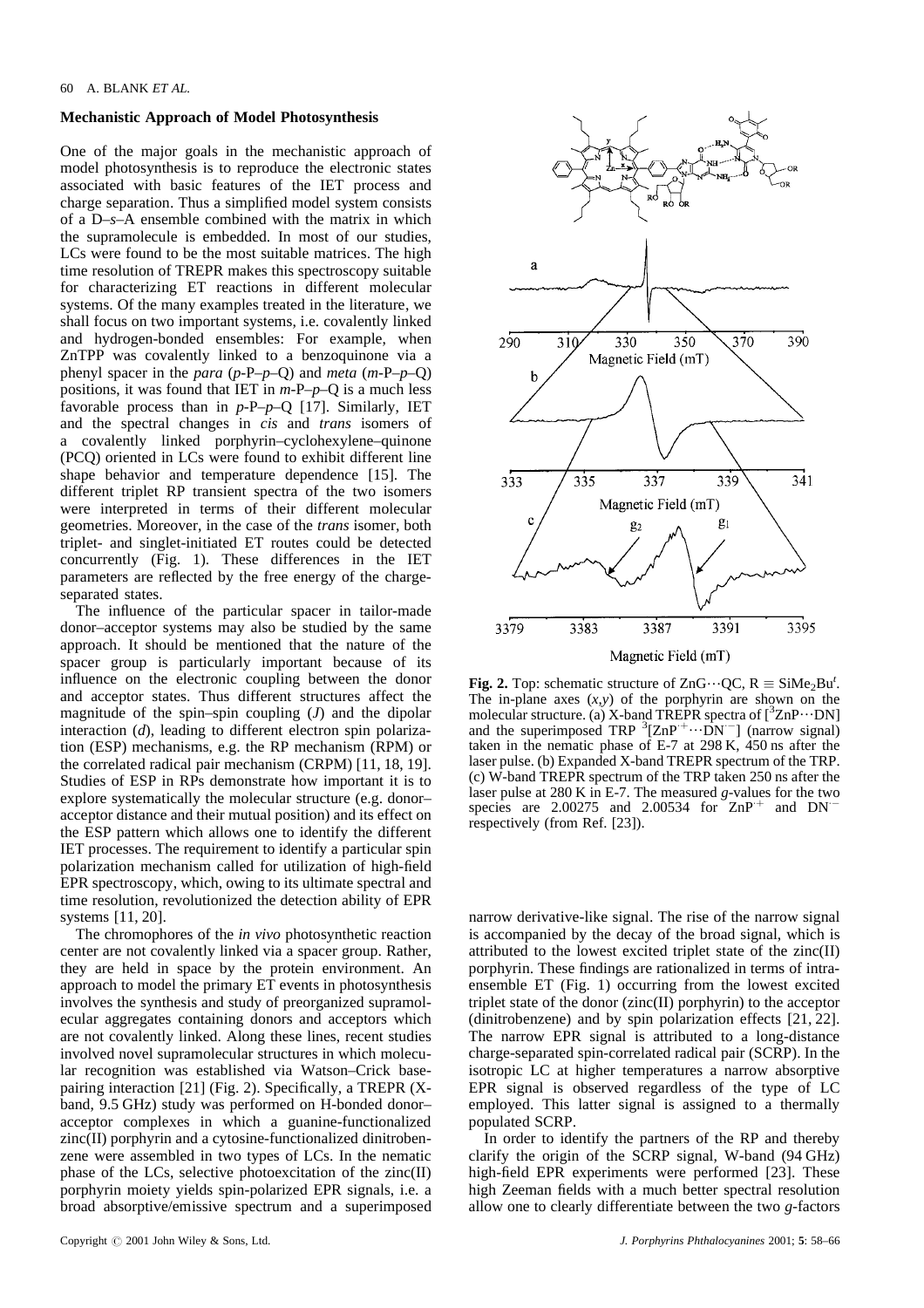## Mechanistic Approach of Model Photosynthesis

One of the major goals in the mechanistic approach of model photosynthesis is to reproduce the electronic states associated with basic features of the IET process and charge separation. Thus a simplified model system consists of a D–*s*–A ensemble combined with the matrix in which the supramolecule is embedded. In most of our studies, LCs were found to be the most suitable matrices. The high time resolution of TREPR makes this spectroscopy suitable for characterizing ET reactions in different molecular systems. Of the many examples treated in the literature, we shall focus on two important systems, i.e. covalently linked and hydrogen-bonded ensembles: For example, when ZnTPP was covalently linked to a benzoquinone via a phenyl spacer in the *para* (*p*-P–*p*–Q) and *meta* (*m*-P–*p*–Q) positions, it was found that IET in *m*-P–*p*–Q is a much less favorable process than in *p*-P–*p*–Q [17]. Similarly, IET and the spectral changes in *cis* and *trans* isomers of a covalently linked porphyrin–cyclohexylene–quinone (PCQ) oriented in LCs were found to exhibit different line shape behavior and temperature dependence [15]. The different triplet RP transient spectra of the two isomers were interpreted in terms of their different molecular geometries. Moreover, in the case of the *trans* isomer, both triplet- and singlet-initiated ET routes could be detected concurrently (Fig. 1). These differences in the IET parameters are reflected by the free energy of the charge-separated states.

The influence of the particular spacer in tailor-made donor–acceptor systems may also be studied by the same approach. It should be mentioned that the nature of the spacer group is particularly important because of its influence on the electronic coupling between the donor and acceptor states. Thus different structures affect the magnitude of the spin–spin coupling ($J$) and the dipolar interaction ($d$), leading to different electron spin polarization (ESP) mechanisms, e.g. the RP mechanism (RPM) or the correlated radical pair mechanism (CRPM) [11, 18, 19]. Studies of ESP in RPs demonstrate how important it is to explore systematically the molecular structure (e.g. donor–acceptor distance and their mutual position) and its effect on the ESP pattern which allows one to identify the different IET processes. The requirement to identify a particular spin polarization mechanism called for utilization of high-field EPR spectroscopy, which, owing to its ultimate spectral and time resolution, revolutionized the detection ability of EPR systems [11, 20].

The chromophores of the *in vivo* photosynthetic reaction center are not covalently linked via a spacer group. Rather, they are held in space by the protein environment. An approach to model the primary ET events in photosynthesis involves the synthesis and study of preorganized supramolecular aggregates containing donors and acceptors which are not covalently linked. Along these lines, recent studies involved novel supramolecular structures in which molecular recognition was established via Watson–Crick base-pairing interaction [21] (Fig. 2). Specifically, a TREPR (X-band, 9.5 GHz) study was performed on H-bonded donor–acceptor complexes in which a guanine-functionalized zinc(II) porphyrin and a cytosine-functionalized dinitrobenzene were assembled in two types of LCs. In the nematic phase of the LCs, selective photoexcitation of the zinc(II) porphyrin moiety yields spin-polarized EPR signals, i.e. a broad absorptive/emissive spectrum and a superimposed narrow derivative-like signal. The rise of the narrow signal is accompanied by the decay of the broad signal, which is attributed to the lowest excited triplet state of the zinc(II) porphyrin. These findings are rationalized in terms of intra-ensemble ET (Fig. 1) occurring from the lowest excited triplet state of the donor (zinc(II) porphyrin) to the acceptor (dinitrobenzene) and by spin polarization effects [21, 22]. The narrow EPR signal is attributed to a long-distance charge-separated spin-correlated radical pair (SCRP). In the isotropic LC at higher temperatures a narrow absorptive EPR signal is observed regardless of the type of LC employed. This latter signal is assigned to a thermally populated SCRP.

**Fig. 2.** Top: schematic structure of ZnG···QC, R ≡ SiMe$_2$Bu$^t$. The in-plane axes ($x$,$y$) of the porphyrin are shown on the molecular structure. (a) X-band TREPR spectra of [$^3$ZnP···DN] and the superimposed TRP $^3$[ZnP$^{\cdot+}$···DN$^{\cdot-}$] (narrow signal) taken in the nematic phase of E-7 at 298 K, 450 ns after the laser pulse. (b) Expanded X-band TREPR spectrum of the TRP. (c) W-band TREPR spectrum of the TRP taken 250 ns after the laser pulse at 280 K in E-7. The measured $g$-values for the two species are 2.00275 and 2.00534 for ZnP$^{\cdot+}$ and DN$^{\cdot-}$ respectively (from Ref. [23]).

In order to identify the partners of the RP and thereby clarify the origin of the SCRP signal, W-band (94 GHz) high-field EPR experiments were performed [23]. These high Zeeman fields with a much better spectral resolution allow one to clearly differentiate between the two $g$-factors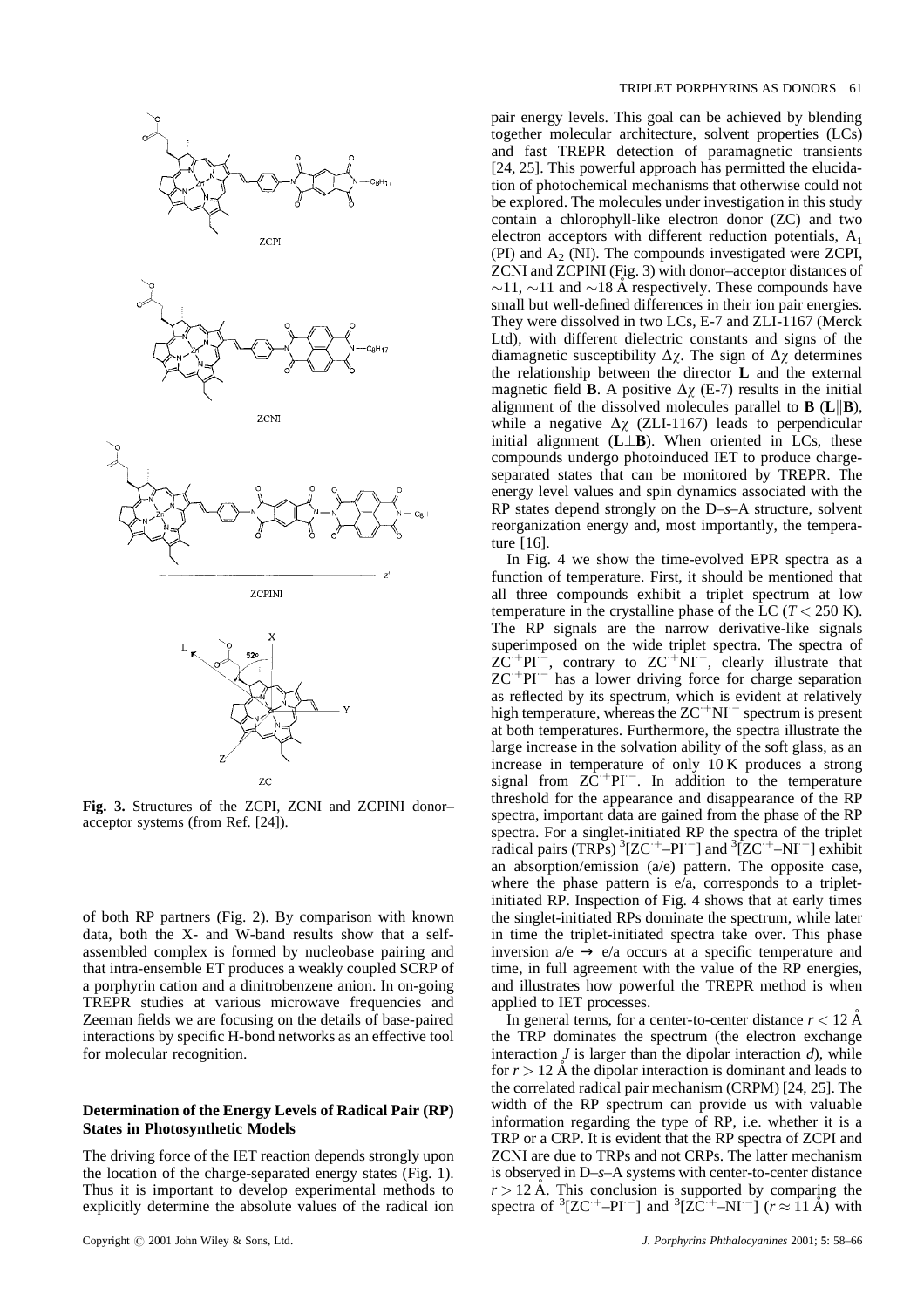of both RP partners (Fig. 2). By comparison with known data, both the X- and W-band results show that a self-assembled complex is formed by nucleobase pairing and that intra-ensemble ET produces a weakly coupled SCRP of a porphyrin cation and a dinitrobenzene anion. In on-going TREPR studies at various microwave frequencies and Zeeman fields we are focusing on the details of base-paired interactions by specific H-bond networks as an effective tool for molecular recognition.

**Fig. 3.** Structures of the ZCPI, ZCNI and ZCPINI donor–acceptor systems (from Ref. [24]).

## Determination of the Energy Levels of Radical Pair (RP) States in Photosynthetic Models

The driving force of the IET reaction depends strongly upon the location of the charge-separated energy states (Fig. 1). Thus it is important to develop experimental methods to explicitly determine the absolute values of the radical ion pair energy levels. This goal can be achieved by blending together molecular architecture, solvent properties (LCs) and fast TREPR detection of paramagnetic transients [24, 25]. This powerful approach has permitted the elucidation of photochemical mechanisms that otherwise could not be explored. The molecules under investigation in this study contain a chlorophyll-like electron donor (ZC) and two electron acceptors with different reduction potentials, $A_1$ (PI) and $A_2$ (NI). The compounds investigated were ZCPI, ZCNI and ZCPINI (Fig. 3) with donor–acceptor distances of ~11, ~11 and ~18 Å respectively. These compounds have small but well-defined differences in their ion pair energies. They were dissolved in two LCs, E-7 and ZLI-1167 (Merck Ltd), with different dielectric constants and signs of the diamagnetic susceptibility $\Delta\chi$. The sign of $\Delta\chi$ determines the relationship between the director **L** and the external magnetic field **B**. A positive $\Delta\chi$ (E-7) results in the initial alignment of the dissolved molecules parallel to **B** (**L**$\|$**B**), while a negative $\Delta\chi$ (ZLI-1167) leads to perpendicular initial alignment (**L**$\perp$**B**). When oriented in LCs, these compounds undergo photoinduced IET to produce charge-separated states that can be monitored by TREPR. The energy level values and spin dynamics associated with the RP states depend strongly on the D–*s*–A structure, solvent reorganization energy and, most importantly, the temperature [16].

In Fig. 4 we show the time-evolved EPR spectra as a function of temperature. First, it should be mentioned that all three compounds exhibit a triplet spectrum at low temperature in the crystalline phase of the LC ($T < 250$ K). The RP signals are the narrow derivative-like signals superimposed on the wide triplet spectra. The spectra of $ZC^{\cdot+}PI^{\cdot-}$, contrary to $ZC^{\cdot+}NI^{\cdot-}$, clearly illustrate that $ZC^{\cdot+}PI^{\cdot-}$ has a lower driving force for charge separation as reflected by its spectrum, which is evident at relatively high temperature, whereas the $ZC^{\cdot+}NI^{\cdot-}$ spectrum is present at both temperatures. Furthermore, the spectra illustrate the large increase in the solvation ability of the soft glass, as an increase in temperature of only 10 K produces a strong signal from $ZC^{\cdot+}PI^{\cdot-}$. In addition to the temperature threshold for the appearance and disappearance of the RP spectra, important data are gained from the phase of the RP spectra. For a singlet-initiated RP the spectra of the triplet radical pairs (TRPs) $^3[ZC^{\cdot+}–PI^{\cdot-}]$ and $^3[ZC^{\cdot+}–NI^{\cdot-}]$ exhibit an absorption/emission (a/e) pattern. The opposite case, where the phase pattern is e/a, corresponds to a triplet-initiated RP. Inspection of Fig. 4 shows that at early times the singlet-initiated RPs dominate the spectrum, while later in time the triplet-initiated spectra take over. This phase inversion a/e → e/a occurs at a specific temperature and time, in full agreement with the value of the RP energies, and illustrates how powerful the TREPR method is when applied to IET processes.

In general terms, for a center-to-center distance $r < 12$ Å the TRP dominates the spectrum (the electron exchange interaction $J$ is larger than the dipolar interaction $d$), while for $r > 12$ Å the dipolar interaction is dominant and leads to the correlated radical pair mechanism (CRPM) [24, 25]. The width of the RP spectrum can provide us with valuable information regarding the type of RP, i.e. whether it is a TRP or a CRP. It is evident that the RP spectra of ZCPI and ZCNI are due to TRPs and not CRPs. The latter mechanism is observed in D–*s*–A systems with center-to-center distance $r > 12$ Å. This conclusion is supported by comparing the spectra of $^3[ZC^{\cdot+}–PI^{\cdot-}]$ and $^3[ZC^{\cdot+}–NI^{\cdot-}]$ ($r \approx 11$ Å) with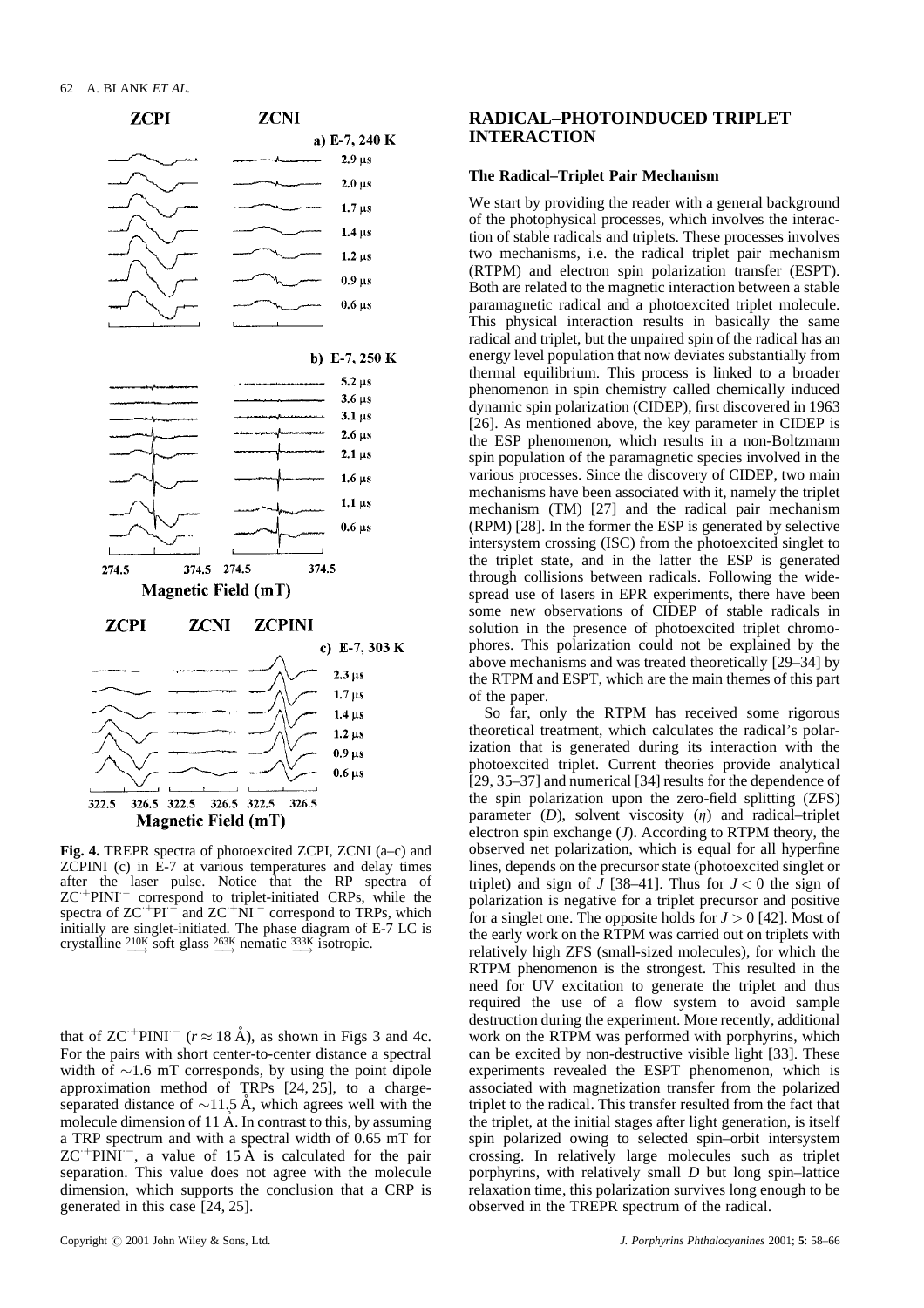**Fig. 4.** TREPR spectra of photoexcited ZCPI, ZCNI (a–c) and ZCPINI (c) in E-7 at various temperatures and delay times after the laser pulse. Notice that the RP spectra of $ZC^{\cdot+}PINI^{\cdot-}$ correspond to triplet-initiated CRPs, while the spectra of $ZC^{\cdot+}PI^{\cdot-}$ and $ZC^{\cdot+}NI^{\cdot-}$ correspond to TRPs, which initially are singlet-initiated. The phase diagram of E-7 LC is crystalline $\xrightarrow{210K}$ soft glass $\xrightarrow{263K}$ nematic $\xrightarrow{333K}$ isotropic.

that of $ZC^{\cdot+}PINI^{\cdot-}$ ($r \approx 18$ Å), as shown in Figs 3 and 4c. For the pairs with short center-to-center distance a spectral width of ~1.6 mT corresponds, by using the point dipole approximation method of TRPs [24, 25], to a charge-separated distance of ~11.5 Å, which agrees well with the molecule dimension of 11 Å. In contrast to this, by assuming a TRP spectrum and with a spectral width of 0.65 mT for $ZC^{\cdot+}PINI^{\cdot-}$, a value of 15 Å is calculated for the pair separation. This value does not agree with the molecule dimension, which supports the conclusion that a CRP is generated in this case [24, 25].

## RADICAL–PHOTOINDUCED TRIPLET INTERACTION

### The Radical–Triplet Pair Mechanism

We start by providing the reader with a general background of the photophysical processes, which involves the interaction of stable radicals and triplets. These processes involves two mechanisms, i.e. the radical triplet pair mechanism (RTPM) and electron spin polarization transfer (ESPT). Both are related to the magnetic interaction between a stable paramagnetic radical and a photoexcited triplet molecule. This physical interaction results in basically the same radical and triplet, but the unpaired spin of the radical has an energy level population that now deviates substantially from thermal equilibrium. This process is linked to a broader phenomenon in spin chemistry called chemically induced dynamic spin polarization (CIDEP), first discovered in 1963 [26]. As mentioned above, the key parameter in CIDEP is the ESP phenomenon, which results in a non-Boltzmann spin population of the paramagnetic species involved in the various processes. Since the discovery of CIDEP, two main mechanisms have been associated with it, namely the triplet mechanism (TM) [27] and the radical pair mechanism (RPM) [28]. In the former the ESP is generated by selective intersystem crossing (ISC) from the photoexcited singlet to the triplet state, and in the latter the ESP is generated through collisions between radicals. Following the widespread use of lasers in EPR experiments, there have been some new observations of CIDEP of stable radicals in solution in the presence of photoexcited triplet chromophores. This polarization could not be explained by the above mechanisms and was treated theoretically [29–34] by the RTPM and ESPT, which are the main themes of this part of the paper.

So far, only the RTPM has received some rigorous theoretical treatment, which calculates the radical's polarization that is generated during its interaction with the photoexcited triplet. Current theories provide analytical [29, 35–37] and numerical [34] results for the dependence of the spin polarization upon the zero-field splitting (ZFS) parameter ($D$), solvent viscosity ($\eta$) and radical–triplet electron spin exchange ($J$). According to RTPM theory, the observed net polarization, which is equal for all hyperfine lines, depends on the precursor state (photoexcited singlet or triplet) and sign of $J$ [38–41]. Thus for $J < 0$ the sign of polarization is negative for a triplet precursor and positive for a singlet one. The opposite holds for $J > 0$ [42]. Most of the early work on the RTPM was carried out on triplets with relatively high ZFS (small-sized molecules), for which the RTPM phenomenon is the strongest. This resulted in the need for UV excitation to generate the triplet and thus required the use of a flow system to avoid sample destruction during the experiment. More recently, additional work on the RTPM was performed with porphyrins, which can be excited by non-destructive visible light [33]. These experiments revealed the ESPT phenomenon, which is associated with magnetization transfer from the polarized triplet to the radical. This transfer resulted from the fact that the triplet, at the initial stages after light generation, is itself spin polarized owing to selected spin–orbit intersystem crossing. In relatively large molecules such as triplet porphyrins, with relatively small $D$ but long spin–lattice relaxation time, this polarization survives long enough to be observed in the TREPR spectrum of the radical.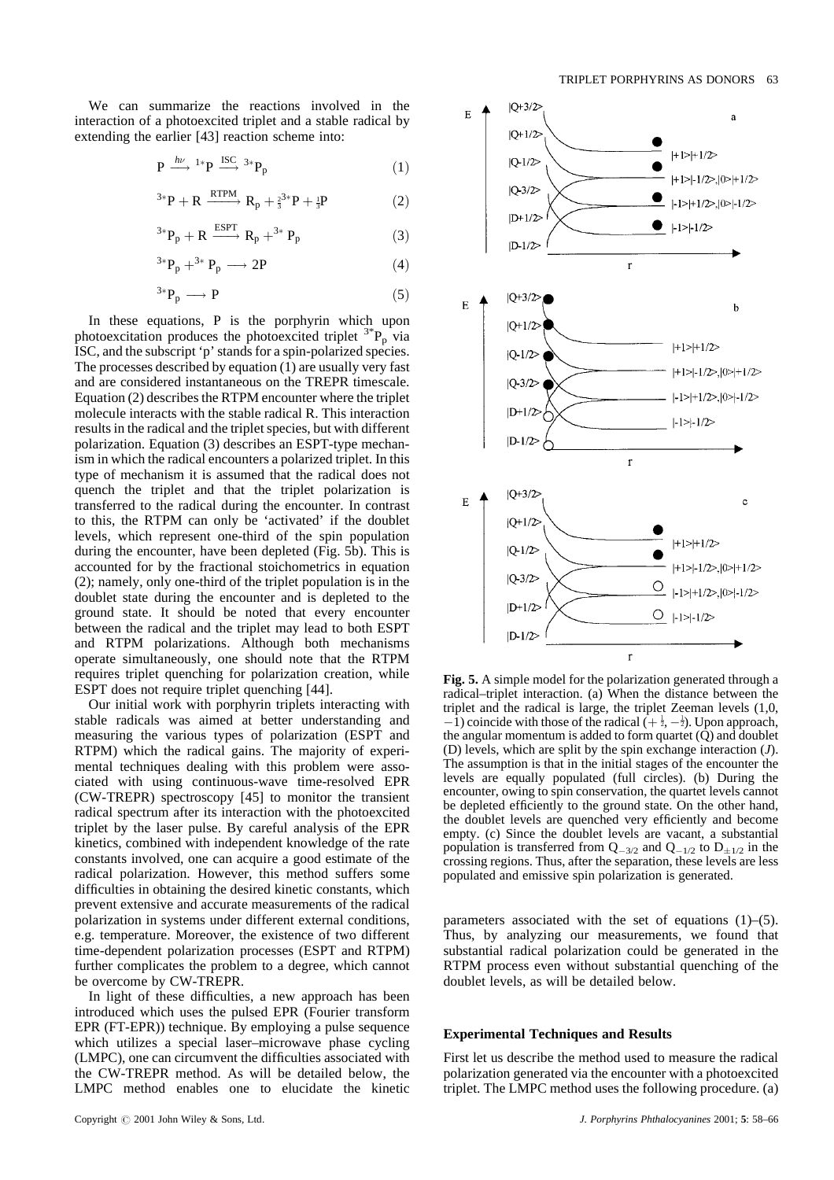We can summarize the reactions involved in the interaction of a photoexcited triplet and a stable radical by extending the earlier [43] reaction scheme into:

$$\mathrm{P} \xrightarrow{h\nu} {}^{1*}\mathrm{P} \xrightarrow{\mathrm{ISC}} {}^{3*}\mathrm{P_p} \quad (1)$$

$$^{3*}\mathrm{P} + \mathrm{R} \xrightarrow{\mathrm{RTPM}} \mathrm{R_p} + \tfrac{2}{3}{}^{3*}\mathrm{P} + \tfrac{1}{3}\mathrm{P} \quad (2)$$

$$^{3*}\mathrm{P_p} + \mathrm{R} \xrightarrow{\mathrm{ESPT}} \mathrm{R_p} + {}^{3*}\mathrm{P_p} \quad (3)$$

$$^{3*}\mathrm{P_p} + {}^{3*}\mathrm{P_p} \longrightarrow 2\mathrm{P} \quad (4)$$

$$^{3*}\mathrm{P_p} \longrightarrow \mathrm{P} \quad (5)$$

In these equations, P is the porphyrin which upon photoexcitation produces the photoexcited triplet $^{3*}\mathrm{P_p}$ via ISC, and the subscript 'p' stands for a spin-polarized species. The processes described by equation (1) are usually very fast and are considered instantaneous on the TREPR timescale. Equation (2) describes the RTPM encounter where the triplet molecule interacts with the stable radical R. This interaction results in the radical and the triplet species, but with different polarization. Equation (3) describes an ESPT-type mechanism in which the radical encounters a polarized triplet. In this type of mechanism it is assumed that the radical does not quench the triplet and that the triplet polarization is transferred to the radical during the encounter. In contrast to this, the RTPM can only be 'activated' if the doublet levels, which represent one-third of the spin population during the encounter, have been depleted (Fig. 5b). This is accounted for by the fractional stoichometrics in equation (2); namely, only one-third of the triplet population is in the doublet state during the encounter and is depleted to the ground state. It should be noted that every encounter between the radical and the triplet may lead to both ESPT and RTPM polarizations. Although both mechanisms operate simultaneously, one should note that the RTPM requires triplet quenching for polarization creation, while ESPT does not require triplet quenching [44].

Our initial work with porphyrin triplets interacting with stable radicals was aimed at better understanding and measuring the various types of polarization (ESPT and RTPM) which the radical gains. The majority of experimental techniques dealing with this problem were associated with using continuous-wave time-resolved EPR (CW-TREPR) spectroscopy [45] to monitor the transient radical spectrum after its interaction with the photoexcited triplet by the laser pulse. By careful analysis of the EPR kinetics, combined with independent knowledge of the rate constants involved, one can acquire a good estimate of the radical polarization. However, this method suffers some difficulties in obtaining the desired kinetic constants, which prevent extensive and accurate measurements of the radical polarization in systems under different external conditions, e.g. temperature. Moreover, the existence of two different time-dependent polarization processes (ESPT and RTPM) further complicates the problem to a degree, which cannot be overcome by CW-TREPR.

In light of these difficulties, a new approach has been introduced which uses the pulsed EPR (Fourier transform EPR (FT-EPR)) technique. By employing a pulse sequence which utilizes a special laser–microwave phase cycling (LMPC), one can circumvent the difficulties associated with the CW-TREPR method. As will be detailed below, the LMPC method enables one to elucidate the kinetic parameters associated with the set of equations (1)–(5). Thus, by analyzing our measurements, we found that substantial radical polarization could be generated in the RTPM process even without substantial quenching of the doublet levels, as will be detailed below.

E
|Q+3/2>
|Q+1/2>
|Q-1/2>
|Q-3/2>
|D+1/2>
|D-1/2>
|+1>|+1/2>
|+1>|-1/2>,|0>|+1/2>
|-1>|+1/2>,|0>|-1/2>
|-1>|-1/2>
r
a
b
c

**Fig. 5.** A simple model for the polarization generated through a radical–triplet interaction. (a) When the distance between the triplet and the radical is large, the triplet Zeeman levels (1,0, $-1$) coincide with those of the radical ($+\frac{1}{2}, -\frac{1}{2}$). Upon approach, the angular momentum is added to form quartet (Q) and doublet (D) levels, which are split by the spin exchange interaction ($J$). The assumption is that in the initial stages of the encounter the levels are equally populated (full circles). (b) During the encounter, owing to spin conservation, the quartet levels cannot be depleted efficiently to the ground state. On the other hand, the doublet levels are quenched very efficiently and become empty. (c) Since the doublet levels are vacant, a substantial population is transferred from $Q_{-3/2}$ and $Q_{-1/2}$ to $D_{\pm 1/2}$ in the crossing regions. Thus, after the separation, these levels are less populated and emissive spin polarization is generated.

## Experimental Techniques and Results

First let us describe the method used to measure the radical polarization generated via the encounter with a photoexcited triplet. The LMPC method uses the following procedure. (a)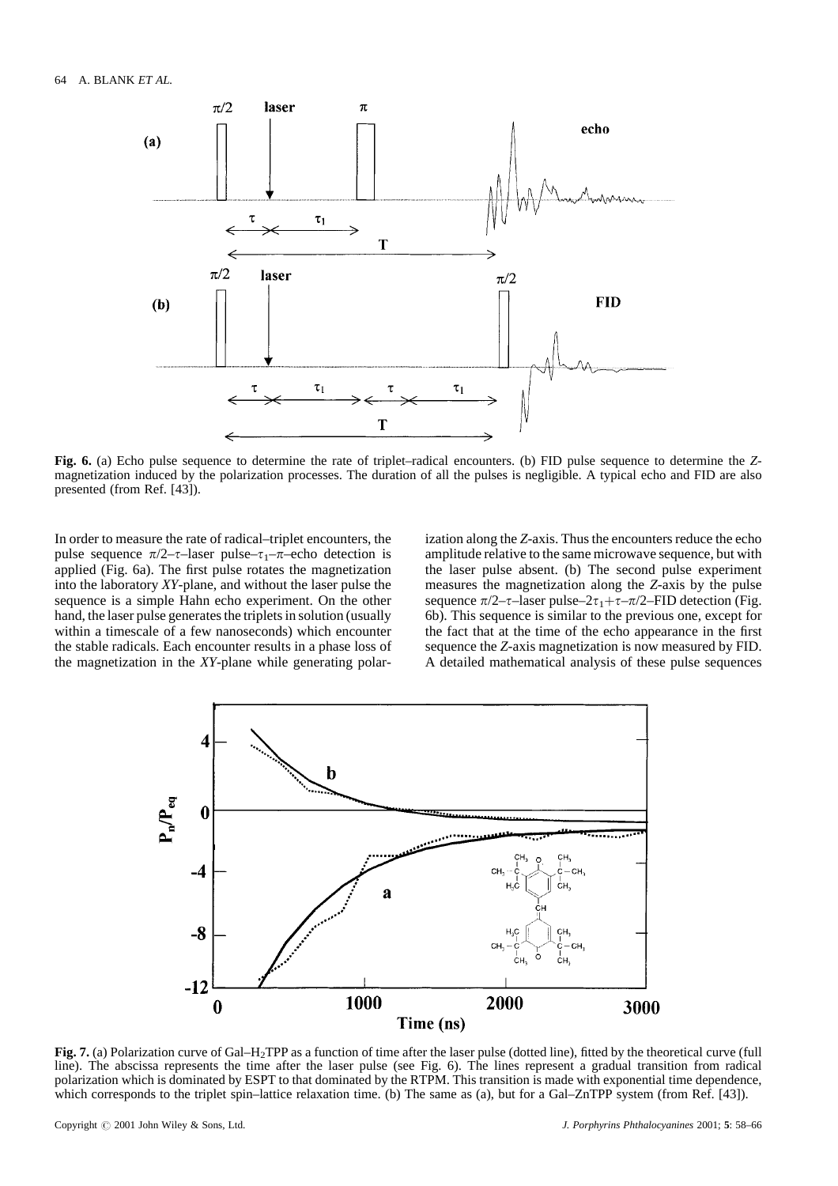**Fig. 6.** (a) Echo pulse sequence to determine the rate of triplet–radical encounters. (b) FID pulse sequence to determine the *Z*-magnetization induced by the polarization processes. The duration of all the pulses is negligible. A typical echo and FID are also presented (from Ref. [43]).

In order to measure the rate of radical–triplet encounters, the pulse sequence $\pi/2$–$\tau$–laser pulse–$\tau_1$–$\pi$–echo detection is applied (Fig. 6a). The first pulse rotates the magnetization into the laboratory *XY*-plane, and without the laser pulse the sequence is a simple Hahn echo experiment. On the other hand, the laser pulse generates the triplets in solution (usually within a timescale of a few nanoseconds) which encounter the stable radicals. Each encounter results in a phase loss of the magnetization in the *XY*-plane while generating polarization along the *Z*-axis. Thus the encounters reduce the echo amplitude relative to the same microwave sequence, but with the laser pulse absent. (b) The second pulse experiment measures the magnetization along the *Z*-axis by the pulse sequence $\pi/2$–$\tau$–laser pulse–$2\tau_1+\tau$–$\pi/2$–FID detection (Fig. 6b). This sequence is similar to the previous one, except for the fact that at the time of the echo appearance in the first sequence the *Z*-axis magnetization is now measured by FID. A detailed mathematical analysis of these pulse sequences

**Fig. 7.** (a) Polarization curve of Gal–$H_2$TPP as a function of time after the laser pulse (dotted line), fitted by the theoretical curve (full line). The abscissa represents the time after the laser pulse (see Fig. 6). The lines represent a gradual transition from radical polarization which is dominated by ESPT to that dominated by the RTPM. This transition is made with exponential time dependence, which corresponds to the triplet spin–lattice relaxation time. (b) The same as (a), but for a Gal–ZnTPP system (from Ref. [43]).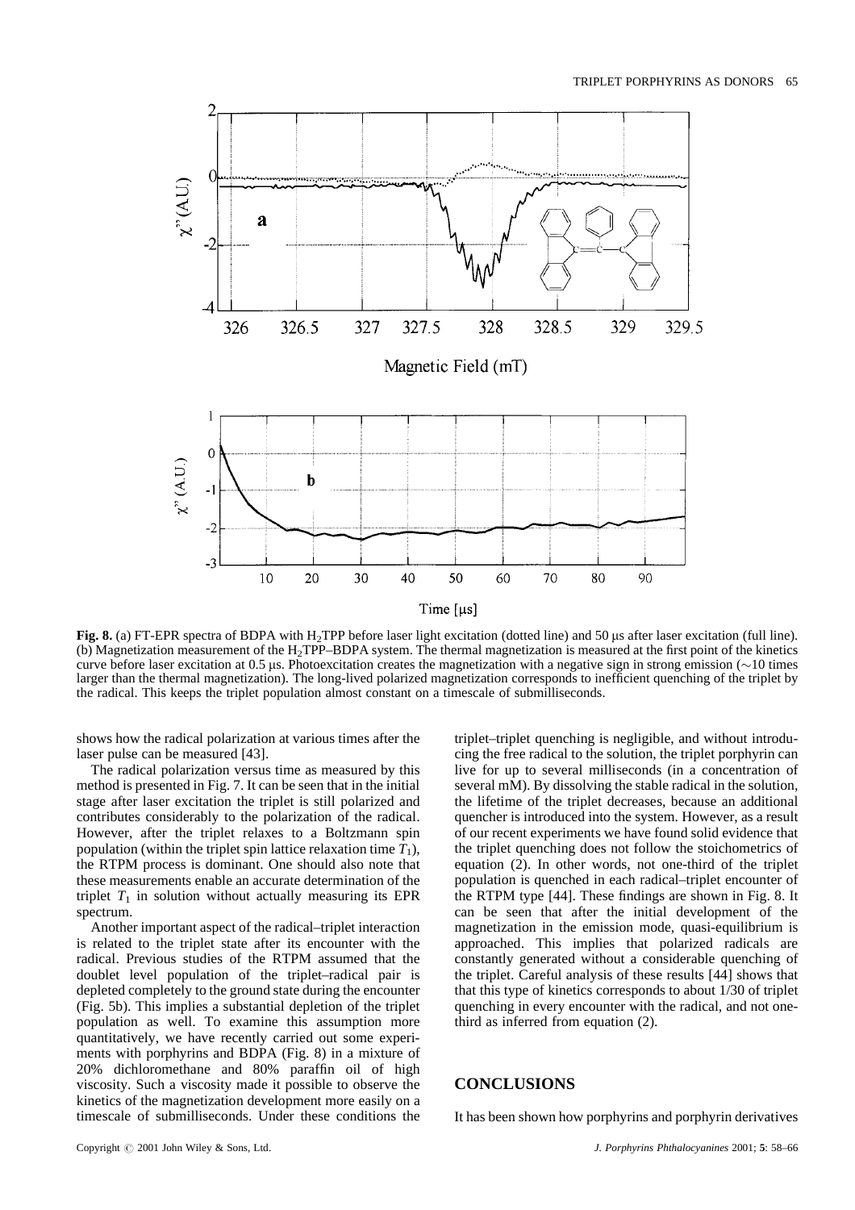**Fig. 8.** (a) FT-EPR spectra of BDPA with $H_2TPP$ before laser light excitation (dotted line) and 50 μs after laser excitation (full line). (b) Magnetization measurement of the $H_2TPP$–BDPA system. The thermal magnetization is measured at the first point of the kinetics curve before laser excitation at 0.5 μs. Photoexcitation creates the magnetization with a negative sign in strong emission (~10 times larger than the thermal magnetization). The long-lived polarized magnetization corresponds to inefficient quenching of the triplet by the radical. This keeps the triplet population almost constant on a timescale of submilliseconds.

shows how the radical polarization at various times after the laser pulse can be measured [43].

The radical polarization versus time as measured by this method is presented in Fig. 7. It can be seen that in the initial stage after laser excitation the triplet is still polarized and contributes considerably to the polarization of the radical. However, after the triplet relaxes to a Boltzmann spin population (within the triplet spin lattice relaxation time $T_1$), the RTPM process is dominant. One should also note that these measurements enable an accurate determination of the triplet $T_1$ in solution without actually measuring its EPR spectrum.

Another important aspect of the radical–triplet interaction is related to the triplet state after its encounter with the radical. Previous studies of the RTPM assumed that the doublet level population of the triplet–radical pair is depleted completely to the ground state during the encounter (Fig. 5b). This implies a substantial depletion of the triplet population as well. To examine this assumption more quantitatively, we have recently carried out some experiments with porphyrins and BDPA (Fig. 8) in a mixture of 20% dichloromethane and 80% paraffin oil of high viscosity. Such a viscosity made it possible to observe the kinetics of the magnetization development more easily on a timescale of submilliseconds. Under these conditions the triplet–triplet quenching is negligible, and without introducing the free radical to the solution, the triplet porphyrin can live for up to several milliseconds (in a concentration of several mM). By dissolving the stable radical in the solution, the lifetime of the triplet decreases, because an additional quencher is introduced into the system. However, as a result of our recent experiments we have found solid evidence that the triplet quenching does not follow the stoichometrics of equation (2). In other words, not one-third of the triplet population is quenched in each radical–triplet encounter of the RTPM type [44]. These findings are shown in Fig. 8. It can be seen that after the initial development of the magnetization in the emission mode, quasi-equilibrium is approached. This implies that polarized radicals are constantly generated without a considerable quenching of the triplet. Careful analysis of these results [44] shows that that this type of kinetics corresponds to about 1/30 of triplet quenching in every encounter with the radical, and not one-third as inferred from equation (2).

## CONCLUSIONS

It has been shown how porphyrins and porphyrin derivatives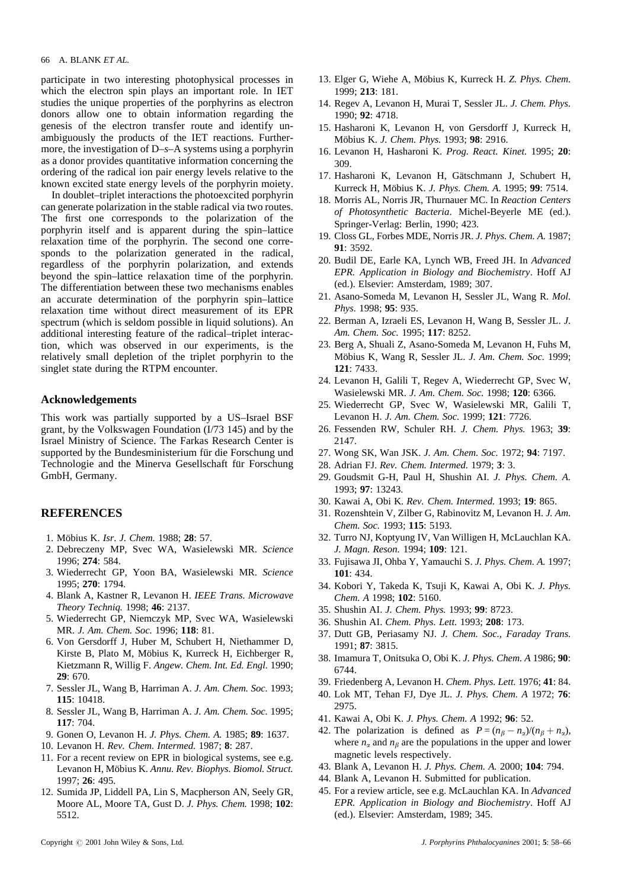participate in two interesting photophysical processes in which the electron spin plays an important role. In IET studies the unique properties of the porphyrins as electron donors allow one to obtain information regarding the genesis of the electron transfer route and identify unambiguously the products of the IET reactions. Furthermore, the investigation of D–*s*–A systems using a porphyrin as a donor provides quantitative information concerning the ordering of the radical ion pair energy levels relative to the known excited state energy levels of the porphyrin moiety.

In doublet–triplet interactions the photoexcited porphyrin can generate polarization in the stable radical via two routes. The first one corresponds to the polarization of the porphyrin itself and is apparent during the spin–lattice relaxation time of the porphyrin. The second one corresponds to the polarization generated in the radical, regardless of the porphyrin polarization, and extends beyond the spin–lattice relaxation time of the porphyrin. The differentiation between these two mechanisms enables an accurate determination of the porphyrin spin–lattice relaxation time without direct measurement of its EPR spectrum (which is seldom possible in liquid solutions). An additional interesting feature of the radical–triplet interaction, which was observed in our experiments, is the relatively small depletion of the triplet porphyrin to the singlet state during the RTPM encounter.

## Acknowledgements

This work was partially supported by a US–Israel BSF grant, by the Volkswagen Foundation (I/73 145) and by the Israel Ministry of Science. The Farkas Research Center is supported by the Bundesministerium für die Forschung und Technologie and the Minerva Gesellschaft für Forschung GmbH, Germany.

## REFERENCES

1. Möbius K. *Isr. J. Chem.* 1988; **28**: 57.
2. Debreczeny MP, Svec WA, Wasielewski MR. *Science* 1996; **274**: 584.
3. Wiederrecht GP, Yoon BA, Wasielewski MR. *Science* 1995; **270**: 1794.
4. Blank A, Kastner R, Levanon H. *IEEE Trans. Microwave Theory Techniq.* 1998; **46**: 2137.
5. Wiederrecht GP, Niemczyk MP, Svec WA, Wasielewski MR. *J. Am. Chem. Soc.* 1996; **118**: 81.
6. Von Gersdorff J, Huber M, Schubert H, Niethammer D, Kirste B, Plato M, Möbius K, Kurreck H, Eichberger R, Kietzmann R, Willig F. *Angew. Chem. Int. Ed. Engl.* 1990; **29**: 670.
7. Sessler JL, Wang B, Harriman A. *J. Am. Chem. Soc.* 1993; **115**: 10418.
8. Sessler JL, Wang B, Harriman A. *J. Am. Chem. Soc.* 1995; **117**: 704.
9. Gonen O, Levanon H. *J. Phys. Chem. A.* 1985; **89**: 1637.
10. Levanon H. *Rev. Chem. Intermed.* 1987; **8**: 287.
11. For a recent review on EPR in biological systems, see e.g. Levanon H, Möbius K. *Annu. Rev. Biophys. Biomol. Struct.* 1997; **26**: 495.
12. Sumida JP, Liddell PA, Lin S, Macpherson AN, Seely GR, Moore AL, Moore TA, Gust D. *J. Phys. Chem.* 1998; **102**: 5512.
13. Elger G, Wiehe A, Möbius K, Kurreck H. *Z. Phys. Chem.* 1999; **213**: 181.
14. Regev A, Levanon H, Murai T, Sessler JL. *J. Chem. Phys.* 1990; **92**: 4718.
15. Hasharoni K, Levanon H, von Gersdorff J, Kurreck H, Möbius K. *J. Chem. Phys.* 1993; **98**: 2916.
16. Levanon H, Hasharoni K. *Prog. React. Kinet.* 1995; **20**: 309.
17. Hasharoni K, Levanon H, Gätschmann J, Schubert H, Kurreck H, Möbius K. *J. Phys. Chem. A.* 1995; **99**: 7514.
18. Morris AL, Norris JR, Thurnauer MC. In *Reaction Centers of Photosynthetic Bacteria*. Michel-Beyerle ME (ed.). Springer-Verlag: Berlin, 1990; 423.
19. Closs GL, Forbes MDE, Norris JR. *J. Phys. Chem. A.* 1987; **91**: 3592.
20. Budil DE, Earle KA, Lynch WB, Freed JH. In *Advanced EPR. Application in Biology and Biochemistry*. Hoff AJ (ed.). Elsevier: Amsterdam, 1989; 307.
21. Asano-Someda M, Levanon H, Sessler JL, Wang R. *Mol. Phys.* 1998; **95**: 935.
22. Berman A, Izraeli ES, Levanon H, Wang B, Sessler JL. *J. Am. Chem. Soc.* 1995; **117**: 8252.
23. Berg A, Shuali Z, Asano-Someda M, Levanon H, Fuhs M, Möbius K, Wang R, Sessler JL. *J. Am. Chem. Soc.* 1999; **121**: 7433.
24. Levanon H, Galili T, Regev A, Wiederrecht GP, Svec W, Wasielewski MR. *J. Am. Chem. Soc.* 1998; **120**: 6366.
25. Wiederrecht GP, Svec W, Wasielewski MR, Galili T, Levanon H. *J. Am. Chem. Soc.* 1999; **121**: 7726.
26. Fessenden RW, Schuler RH. *J. Chem. Phys.* 1963; **39**: 2147.
27. Wong SK, Wan JSK. *J. Am. Chem. Soc.* 1972; **94**: 7197.
28. Adrian FJ. *Rev. Chem. Intermed.* 1979; **3**: 3.
29. Goudsmit G-H, Paul H, Shushin AI. *J. Phys. Chem. A.* 1993; **97**: 13243.
30. Kawai A, Obi K. *Rev. Chem. Intermed.* 1993; **19**: 865.
31. Rozenshtein V, Zilber G, Rabinovitz M, Levanon H. *J. Am. Chem. Soc.* 1993; **115**: 5193.
32. Turro NJ, Koptyung IV, Van Willigen H, McLauchlan KA. *J. Magn. Reson.* 1994; **109**: 121.
33. Fujisawa JI, Ohba Y, Yamauchi S. *J. Phys. Chem. A.* 1997; **101**: 434.
34. Kobori Y, Takeda K, Tsuji K, Kawai A, Obi K. *J. Phys. Chem. A* 1998; **102**: 5160.
35. Shushin AI. *J. Chem. Phys.* 1993; **99**: 8723.
36. Shushin AI. *Chem. Phys. Lett.* 1993; **208**: 173.
37. Dutt GB, Periasamy NJ. *J. Chem. Soc., Faraday Trans.* 1991; **87**: 3815.
38. Imamura T, Onitsuka O, Obi K. *J. Phys. Chem. A* 1986; **90**: 6744.
39. Friedenberg A, Levanon H. *Chem. Phys. Lett.* 1976; **41**: 84.
40. Lok MT, Tehan FJ, Dye JL. *J. Phys. Chem. A* 1972; **76**: 2975.
41. Kawai A, Obi K. *J. Phys. Chem. A* 1992; **96**: 52.
42. The polarization is defined as $P = (n_\beta - n_\alpha)/(n_\beta + n_\alpha)$, where $n_\alpha$ and $n_\beta$ are the populations in the upper and lower magnetic levels respectively.
43. Blank A, Levanon H. *J. Phys. Chem. A.* 2000; **104**: 794.
44. Blank A, Levanon H. Submitted for publication.
45. For a review article, see e.g. McLauchlan KA. In *Advanced EPR. Application in Biology and Biochemistry*. Hoff AJ (ed.). Elsevier: Amsterdam, 1989; 345.